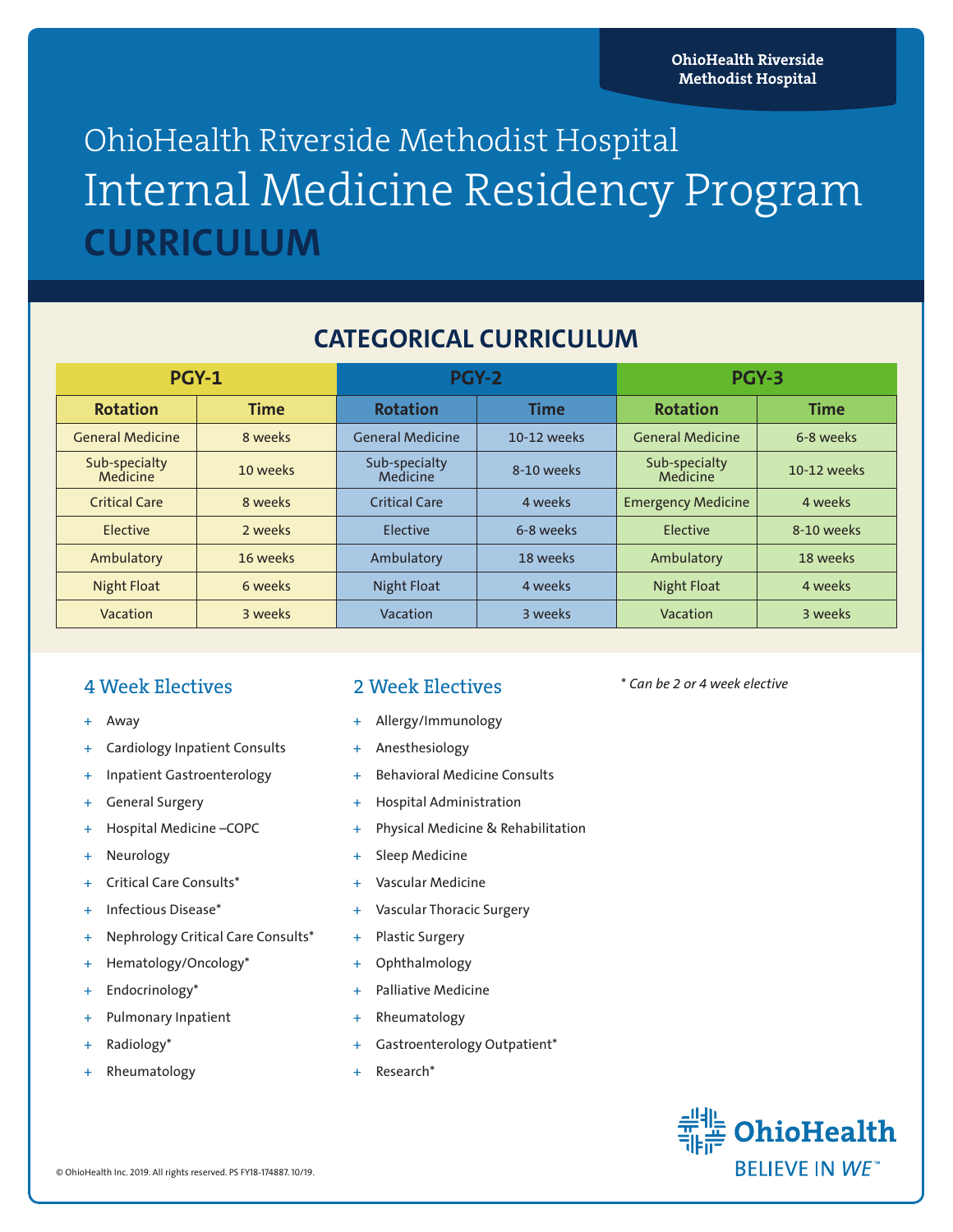OhioHealth Riverside Methodist Hospital

# OhioHealth Riverside Methodist Hospital Internal Medicine Residency Program CURRICULUM

## CATEGORICAL CURRICULUM

| PGY-1 | | PGY-2 | | PGY-3 | |
|---|---|---|---|---|---|
| **Rotation** | **Time** | **Rotation** | **Time** | **Rotation** | **Time** |
| General Medicine | 8 weeks | General Medicine | 10-12 weeks | General Medicine | 6-8 weeks |
| Sub-specialty Medicine | 10 weeks | Sub-specialty Medicine | 8-10 weeks | Sub-specialty Medicine | 10-12 weeks |
| Critical Care | 8 weeks | Critical Care | 4 weeks | Emergency Medicine | 4 weeks |
| Elective | 2 weeks | Elective | 6-8 weeks | Elective | 8-10 weeks |
| Ambulatory | 16 weeks | Ambulatory | 18 weeks | Ambulatory | 18 weeks |
| Night Float | 6 weeks | Night Float | 4 weeks | Night Float | 4 weeks |
| Vacation | 3 weeks | Vacation | 3 weeks | Vacation | 3 weeks |

### 4 Week Electives

- Away
- Cardiology Inpatient Consults
- Inpatient Gastroenterology
- General Surgery
- Hospital Medicine –COPC
- Neurology
- Critical Care Consults*
- Infectious Disease*
- Nephrology Critical Care Consults*
- Hematology/Oncology*
- Endocrinology*
- Pulmonary Inpatient
- Radiology*
- Rheumatology

### 2 Week Electives

- Allergy/Immunology
- Anesthesiology
- Behavioral Medicine Consults
- Hospital Administration
- Physical Medicine & Rehabilitation
- Sleep Medicine
- Vascular Medicine
- Vascular Thoracic Surgery
- Plastic Surgery
- Ophthalmology
- Palliative Medicine
- Rheumatology
- Gastroenterology Outpatient*
- Research*

*\* Can be 2 or 4 week elective*

OhioHealth
BELIEVE IN WE™

© OhioHealth Inc. 2019. All rights reserved. PS FY18-174887. 10/19.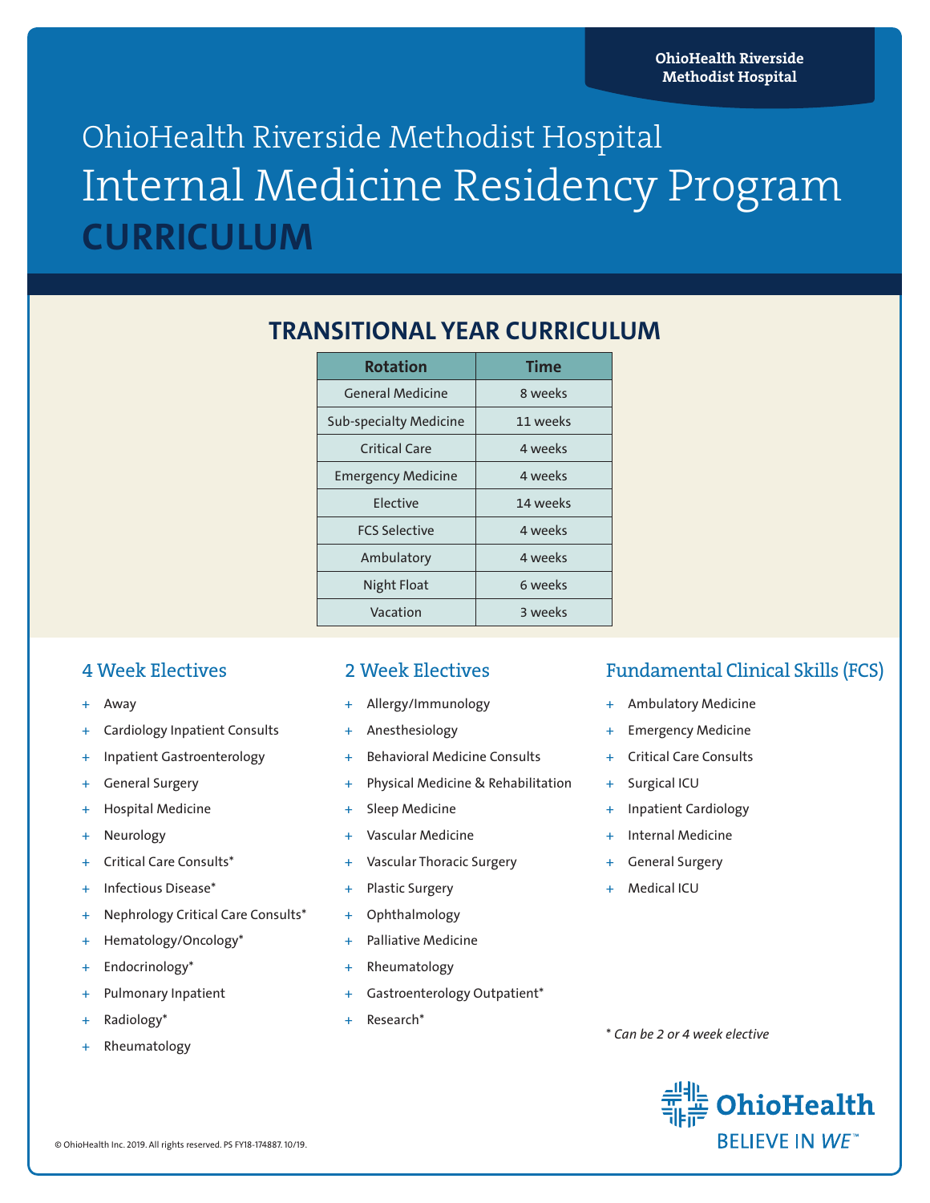# OhioHealth Riverside Methodist Hospital

# Internal Medicine Residency Program

# CURRICULUM

## TRANSITIONAL YEAR CURRICULUM

| Rotation | Time |
|---|---|
| General Medicine | 8 weeks |
| Sub-specialty Medicine | 11 weeks |
| Critical Care | 4 weeks |
| Emergency Medicine | 4 weeks |
| Elective | 14 weeks |
| FCS Selective | 4 weeks |
| Ambulatory | 4 weeks |
| Night Float | 6 weeks |
| Vacation | 3 weeks |

### 4 Week Electives

- Away
- Cardiology Inpatient Consults
- Inpatient Gastroenterology
- General Surgery
- Hospital Medicine
- Neurology
- Critical Care Consults*
- Infectious Disease*
- Nephrology Critical Care Consults*
- Hematology/Oncology*
- Endocrinology*
- Pulmonary Inpatient
- Radiology*
- Rheumatology

### 2 Week Electives

- Allergy/Immunology
- Anesthesiology
- Behavioral Medicine Consults
- Physical Medicine & Rehabilitation
- Sleep Medicine
- Vascular Medicine
- Vascular Thoracic Surgery
- Plastic Surgery
- Ophthalmology
- Palliative Medicine
- Rheumatology
- Gastroenterology Outpatient*
- Research*

### Fundamental Clinical Skills (FCS)

- Ambulatory Medicine
- Emergency Medicine
- Critical Care Consults
- Surgical ICU
- Inpatient Cardiology
- Internal Medicine
- General Surgery
- Medical ICU

*\* Can be 2 or 4 week elective*

OhioHealth
BELIEVE IN WE™

© OhioHealth Inc. 2019. All rights reserved. PS FY18-174887. 10/19.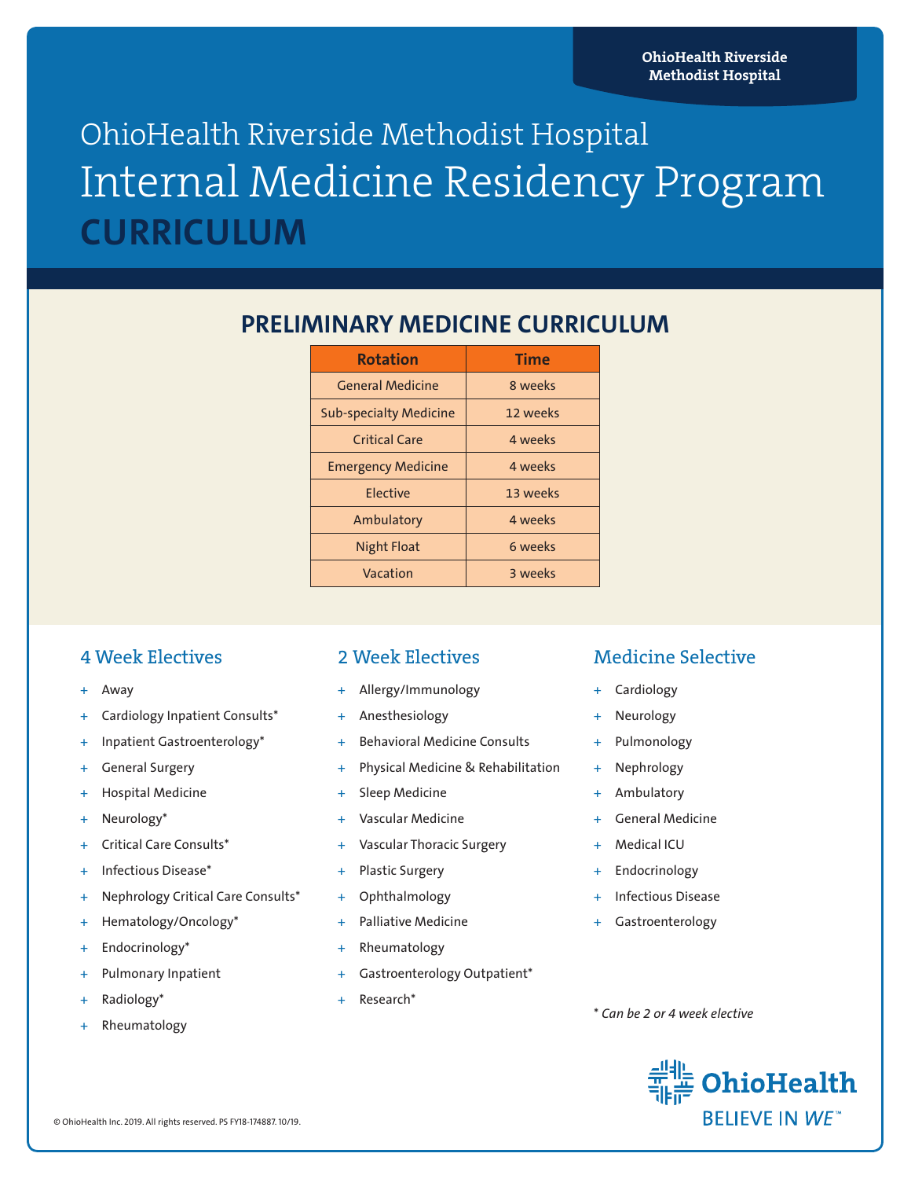OhioHealth Riverside Methodist Hospital

# OhioHealth Riverside Methodist Hospital
# Internal Medicine Residency Program
# CURRICULUM

## PRELIMINARY MEDICINE CURRICULUM

| Rotation | Time |
| --- | --- |
| General Medicine | 8 weeks |
| Sub-specialty Medicine | 12 weeks |
| Critical Care | 4 weeks |
| Emergency Medicine | 4 weeks |
| Elective | 13 weeks |
| Ambulatory | 4 weeks |
| Night Float | 6 weeks |
| Vacation | 3 weeks |

### 4 Week Electives

+ Away
+ Cardiology Inpatient Consults*
+ Inpatient Gastroenterology*
+ General Surgery
+ Hospital Medicine
+ Neurology*
+ Critical Care Consults*
+ Infectious Disease*
+ Nephrology Critical Care Consults*
+ Hematology/Oncology*
+ Endocrinology*
+ Pulmonary Inpatient
+ Radiology*
+ Rheumatology

### 2 Week Electives

+ Allergy/Immunology
+ Anesthesiology
+ Behavioral Medicine Consults
+ Physical Medicine & Rehabilitation
+ Sleep Medicine
+ Vascular Medicine
+ Vascular Thoracic Surgery
+ Plastic Surgery
+ Ophthalmology
+ Palliative Medicine
+ Rheumatology
+ Gastroenterology Outpatient*
+ Research*

### Medicine Selective

+ Cardiology
+ Neurology
+ Pulmonology
+ Nephrology
+ Ambulatory
+ General Medicine
+ Medical ICU
+ Endocrinology
+ Infectious Disease
+ Gastroenterology

*\* Can be 2 or 4 week elective*

OhioHealth
BELIEVE IN *WE*™

© OhioHealth Inc. 2019. All rights reserved. PS FY18-174887. 10/19.